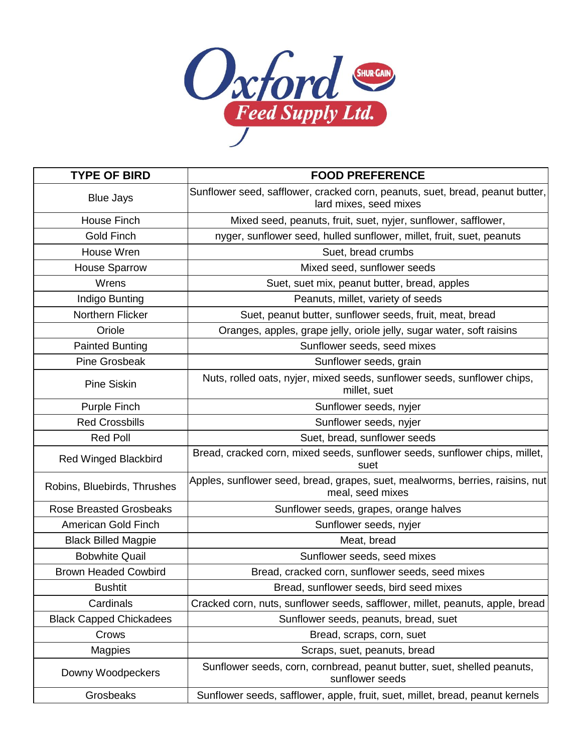# Oxford Feed Supply Ltd.

SHUR-GAIN

| TYPE OF BIRD | FOOD PREFERENCE |
|---|---|
| Blue Jays | Sunflower seed, safflower, cracked corn, peanuts, suet, bread, peanut butter, lard mixes, seed mixes |
| House Finch | Mixed seed, peanuts, fruit, suet, nyjer, sunflower, safflower, |
| Gold Finch | nyger, sunflower seed, hulled sunflower, millet, fruit, suet, peanuts |
| House Wren | Suet, bread crumbs |
| House Sparrow | Mixed seed, sunflower seeds |
| Wrens | Suet, suet mix, peanut butter, bread, apples |
| Indigo Bunting | Peanuts, millet, variety of seeds |
| Northern Flicker | Suet, peanut butter, sunflower seeds, fruit, meat, bread |
| Oriole | Oranges, apples, grape jelly, oriole jelly, sugar water, soft raisins |
| Painted Bunting | Sunflower seeds, seed mixes |
| Pine Grosbeak | Sunflower seeds, grain |
| Pine Siskin | Nuts, rolled oats, nyjer, mixed seeds, sunflower seeds, sunflower chips, millet, suet |
| Purple Finch | Sunflower seeds, nyjer |
| Red Crossbills | Sunflower seeds, nyjer |
| Red Poll | Suet, bread, sunflower seeds |
| Red Winged Blackbird | Bread, cracked corn, mixed seeds, sunflower seeds, sunflower chips, millet, suet |
| Robins, Bluebirds, Thrushes | Apples, sunflower seed, bread, grapes, suet, mealworms, berries, raisins, nut meal, seed mixes |
| Rose Breasted Grosbeaks | Sunflower seeds, grapes, orange halves |
| American Gold Finch | Sunflower seeds, nyjer |
| Black Billed Magpie | Meat, bread |
| Bobwhite Quail | Sunflower seeds, seed mixes |
| Brown Headed Cowbird | Bread, cracked corn, sunflower seeds, seed mixes |
| Bushtit | Bread, sunflower seeds, bird seed mixes |
| Cardinals | Cracked corn, nuts, sunflower seeds, safflower, millet, peanuts, apple, bread |
| Black Capped Chickadees | Sunflower seeds, peanuts, bread, suet |
| Crows | Bread, scraps, corn, suet |
| Magpies | Scraps, suet, peanuts, bread |
| Downy Woodpeckers | Sunflower seeds, corn, cornbread, peanut butter, suet, shelled peanuts, sunflower seeds |
| Grosbeaks | Sunflower seeds, safflower, apple, fruit, suet, millet, bread, peanut kernels |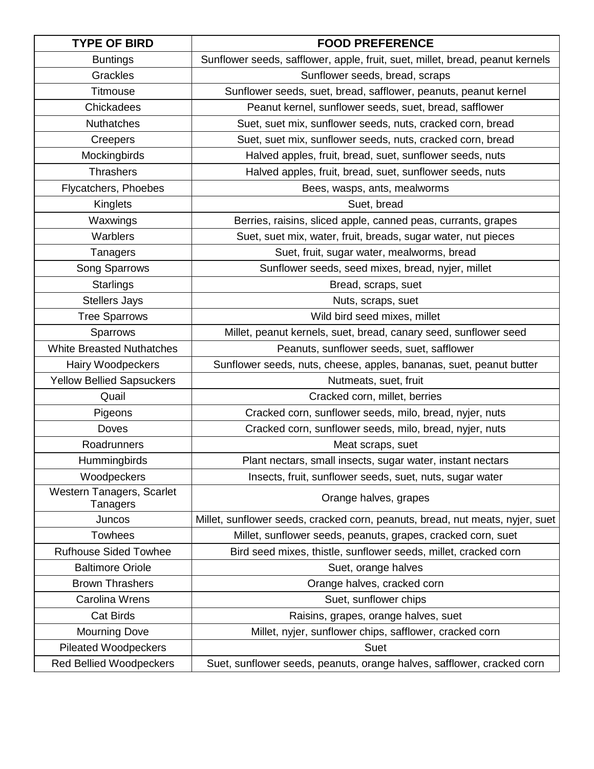| TYPE OF BIRD | FOOD PREFERENCE |
| --- | --- |
| Buntings | Sunflower seeds, safflower, apple, fruit, suet, millet, bread, peanut kernels |
| Grackles | Sunflower seeds, bread, scraps |
| Titmouse | Sunflower seeds, suet, bread, safflower, peanuts, peanut kernel |
| Chickadees | Peanut kernel, sunflower seeds, suet, bread, safflower |
| Nuthatches | Suet, suet mix, sunflower seeds, nuts, cracked corn, bread |
| Creepers | Suet, suet mix, sunflower seeds, nuts, cracked corn, bread |
| Mockingbirds | Halved apples, fruit, bread, suet, sunflower seeds, nuts |
| Thrashers | Halved apples, fruit, bread, suet, sunflower seeds, nuts |
| Flycatchers, Phoebes | Bees, wasps, ants, mealworms |
| Kinglets | Suet, bread |
| Waxwings | Berries, raisins, sliced apple, canned peas, currants, grapes |
| Warblers | Suet, suet mix, water, fruit, breads, sugar water, nut pieces |
| Tanagers | Suet, fruit, sugar water, mealworms, bread |
| Song Sparrows | Sunflower seeds, seed mixes, bread, nyjer, millet |
| Starlings | Bread, scraps, suet |
| Stellers Jays | Nuts, scraps, suet |
| Tree Sparrows | Wild bird seed mixes, millet |
| Sparrows | Millet, peanut kernels, suet, bread, canary seed, sunflower seed |
| White Breasted Nuthatches | Peanuts, sunflower seeds, suet, safflower |
| Hairy Woodpeckers | Sunflower seeds, nuts, cheese, apples, bananas, suet, peanut butter |
| Yellow Bellied Sapsuckers | Nutmeats, suet, fruit |
| Quail | Cracked corn, millet, berries |
| Pigeons | Cracked corn, sunflower seeds, milo, bread, nyjer, nuts |
| Doves | Cracked corn, sunflower seeds, milo, bread, nyjer, nuts |
| Roadrunners | Meat scraps, suet |
| Hummingbirds | Plant nectars, small insects, sugar water, instant nectars |
| Woodpeckers | Insects, fruit, sunflower seeds, suet, nuts, sugar water |
| Western Tanagers, Scarlet Tanagers | Orange halves, grapes |
| Juncos | Millet, sunflower seeds, cracked corn, peanuts, bread, nut meats, nyjer, suet |
| Towhees | Millet, sunflower seeds, peanuts, grapes, cracked corn, suet |
| Rufhouse Sided Towhee | Bird seed mixes, thistle, sunflower seeds, millet, cracked corn |
| Baltimore Oriole | Suet, orange halves |
| Brown Thrashers | Orange halves, cracked corn |
| Carolina Wrens | Suet, sunflower chips |
| Cat Birds | Raisins, grapes, orange halves, suet |
| Mourning Dove | Millet, nyjer, sunflower chips, safflower, cracked corn |
| Pileated Woodpeckers | Suet |
| Red Bellied Woodpeckers | Suet, sunflower seeds, peanuts, orange halves, safflower, cracked corn |